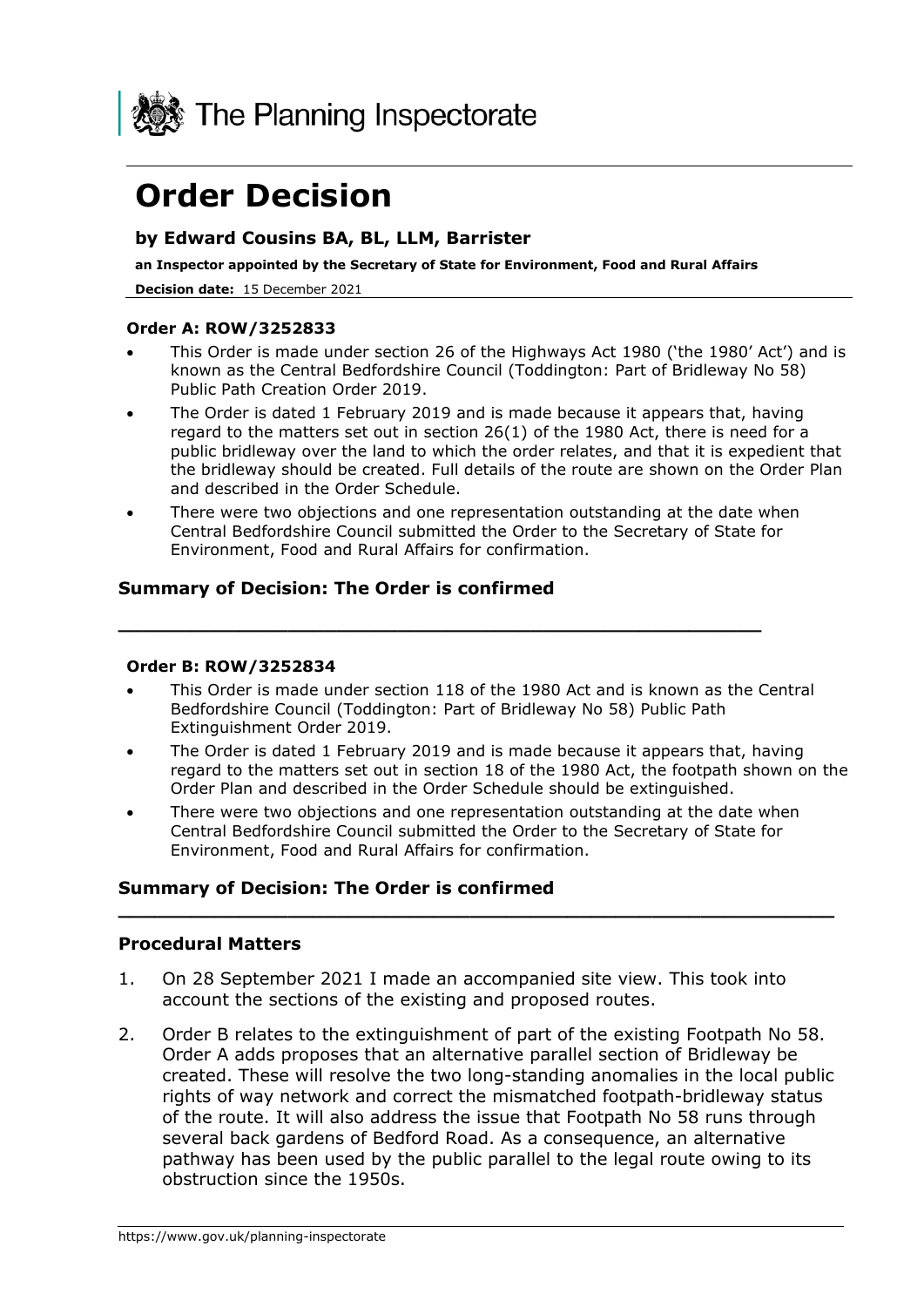The Planning Inspectorate

# Order Decision

### by Edward Cousins BA, BL, LLM, Barrister

**an Inspector appointed by the Secretary of State for Environment, Food and Rural Affairs**

**Decision date:** 15 December 2021

#### Order A: ROW/3252833

- This Order is made under section 26 of the Highways Act 1980 ('the 1980' Act') and is known as the Central Bedfordshire Council (Toddington: Part of Bridleway No 58) Public Path Creation Order 2019.
- The Order is dated 1 February 2019 and is made because it appears that, having regard to the matters set out in section 26(1) of the 1980 Act, there is need for a public bridleway over the land to which the order relates, and that it is expedient that the bridleway should be created. Full details of the route are shown on the Order Plan and described in the Order Schedule.
- There were two objections and one representation outstanding at the date when Central Bedfordshire Council submitted the Order to the Secretary of State for Environment, Food and Rural Affairs for confirmation.

### Summary of Decision: The Order is confirmed

---

#### Order B: ROW/3252834

- This Order is made under section 118 of the 1980 Act and is known as the Central Bedfordshire Council (Toddington: Part of Bridleway No 58) Public Path Extinguishment Order 2019.
- The Order is dated 1 February 2019 and is made because it appears that, having regard to the matters set out in section 18 of the 1980 Act, the footpath shown on the Order Plan and described in the Order Schedule should be extinguished.
- There were two objections and one representation outstanding at the date when Central Bedfordshire Council submitted the Order to the Secretary of State for Environment, Food and Rural Affairs for confirmation.

### Summary of Decision: The Order is confirmed

---

### Procedural Matters

1. On 28 September 2021 I made an accompanied site view. This took into account the sections of the existing and proposed routes.
2. Order B relates to the extinguishment of part of the existing Footpath No 58. Order A adds proposes that an alternative parallel section of Bridleway be created. These will resolve the two long-standing anomalies in the local public rights of way network and correct the mismatched footpath-bridleway status of the route. It will also address the issue that Footpath No 58 runs through several back gardens of Bedford Road. As a consequence, an alternative pathway has been used by the public parallel to the legal route owing to its obstruction since the 1950s.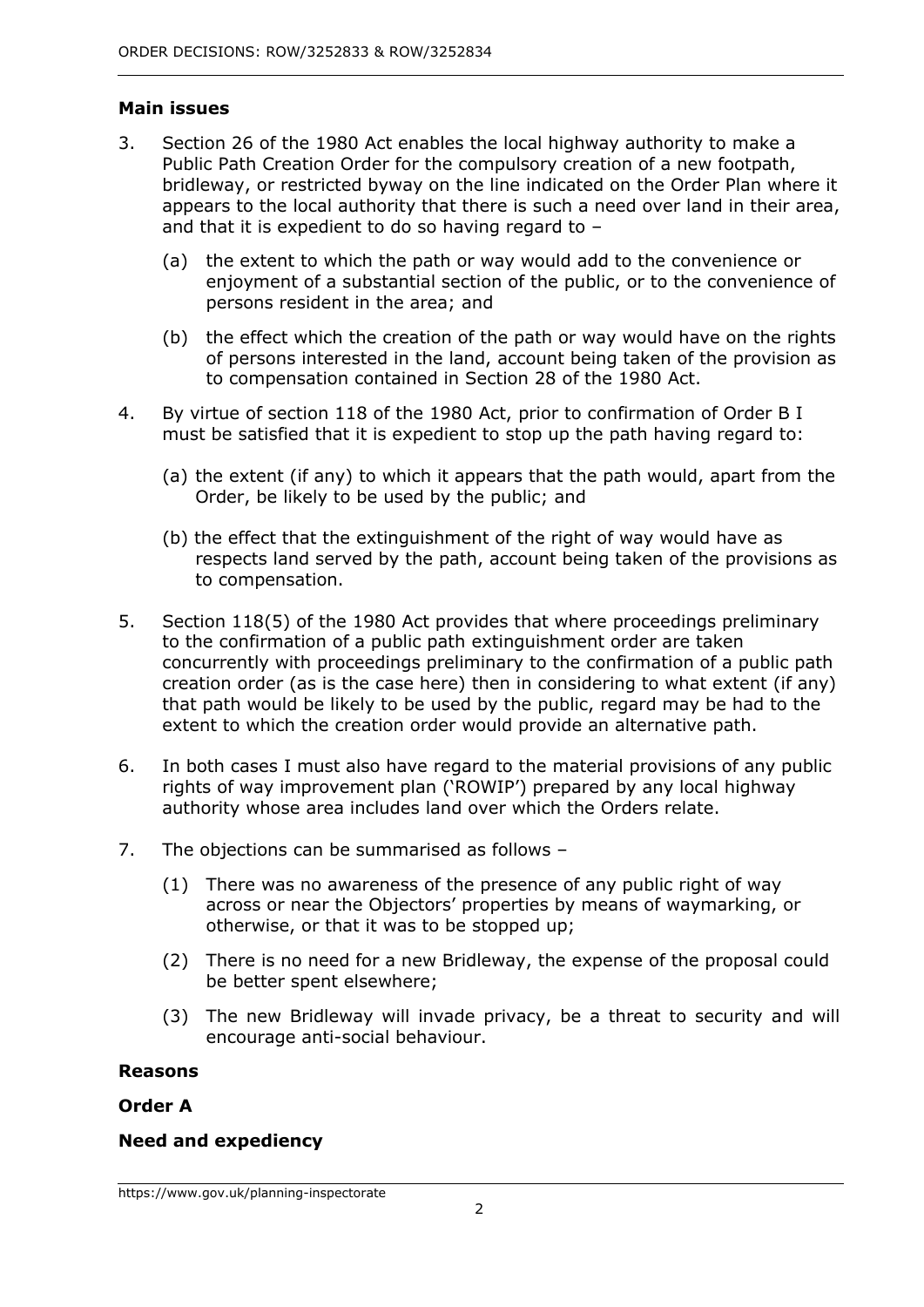## Main issues

3. Section 26 of the 1980 Act enables the local highway authority to make a Public Path Creation Order for the compulsory creation of a new footpath, bridleway, or restricted byway on the line indicated on the Order Plan where it appears to the local authority that there is such a need over land in their area, and that it is expedient to do so having regard to –

   (a) the extent to which the path or way would add to the convenience or enjoyment of a substantial section of the public, or to the convenience of persons resident in the area; and

   (b) the effect which the creation of the path or way would have on the rights of persons interested in the land, account being taken of the provision as to compensation contained in Section 28 of the 1980 Act.

4. By virtue of section 118 of the 1980 Act, prior to confirmation of Order B I must be satisfied that it is expedient to stop up the path having regard to:

   (a) the extent (if any) to which it appears that the path would, apart from the Order, be likely to be used by the public; and

   (b) the effect that the extinguishment of the right of way would have as respects land served by the path, account being taken of the provisions as to compensation.

5. Section 118(5) of the 1980 Act provides that where proceedings preliminary to the confirmation of a public path extinguishment order are taken concurrently with proceedings preliminary to the confirmation of a public path creation order (as is the case here) then in considering to what extent (if any) that path would be likely to be used by the public, regard may be had to the extent to which the creation order would provide an alternative path.

6. In both cases I must also have regard to the material provisions of any public rights of way improvement plan ('ROWIP') prepared by any local highway authority whose area includes land over which the Orders relate.

7. The objections can be summarised as follows –

   (1) There was no awareness of the presence of any public right of way across or near the Objectors' properties by means of waymarking, or otherwise, or that it was to be stopped up;

   (2) There is no need for a new Bridleway, the expense of the proposal could be better spent elsewhere;

   (3) The new Bridleway will invade privacy, be a threat to security and will encourage anti-social behaviour.

## Reasons

### Order A

### Need and expediency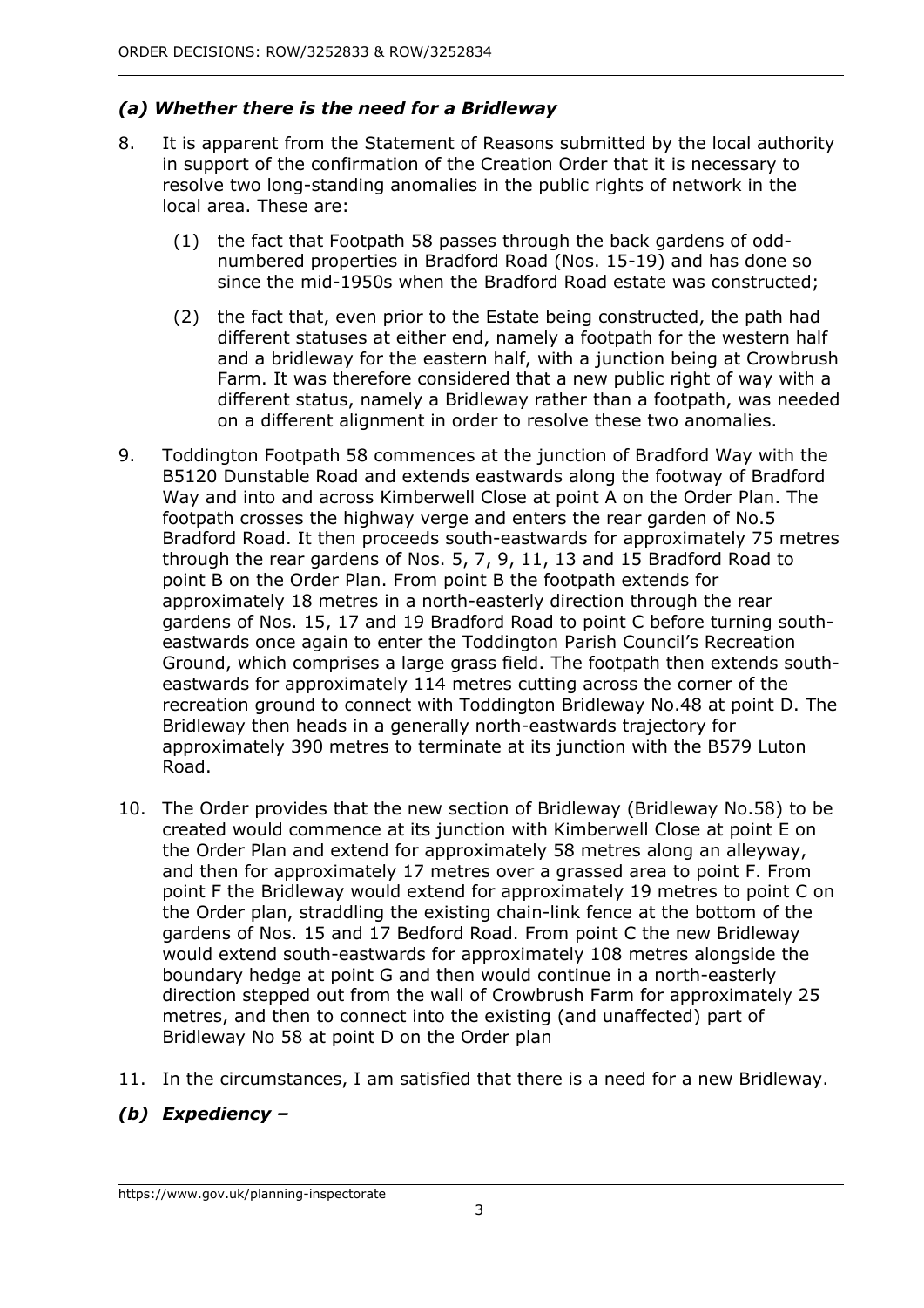### *(a) Whether there is the need for a Bridleway*

8. It is apparent from the Statement of Reasons submitted by the local authority in support of the confirmation of the Creation Order that it is necessary to resolve two long-standing anomalies in the public rights of network in the local area. These are:

    (1) the fact that Footpath 58 passes through the back gardens of odd-numbered properties in Bradford Road (Nos. 15-19) and has done so since the mid-1950s when the Bradford Road estate was constructed;

    (2) the fact that, even prior to the Estate being constructed, the path had different statuses at either end, namely a footpath for the western half and a bridleway for the eastern half, with a junction being at Crowbrush Farm. It was therefore considered that a new public right of way with a different status, namely a Bridleway rather than a footpath, was needed on a different alignment in order to resolve these two anomalies.

9. Toddington Footpath 58 commences at the junction of Bradford Way with the B5120 Dunstable Road and extends eastwards along the footway of Bradford Way and into and across Kimberwell Close at point A on the Order Plan. The footpath crosses the highway verge and enters the rear garden of No.5 Bradford Road. It then proceeds south-eastwards for approximately 75 metres through the rear gardens of Nos. 5, 7, 9, 11, 13 and 15 Bradford Road to point B on the Order Plan. From point B the footpath extends for approximately 18 metres in a north-easterly direction through the rear gardens of Nos. 15, 17 and 19 Bradford Road to point C before turning south-eastwards once again to enter the Toddington Parish Council's Recreation Ground, which comprises a large grass field. The footpath then extends south-eastwards for approximately 114 metres cutting across the corner of the recreation ground to connect with Toddington Bridleway No.48 at point D. The Bridleway then heads in a generally north-eastwards trajectory for approximately 390 metres to terminate at its junction with the B579 Luton Road.

10. The Order provides that the new section of Bridleway (Bridleway No.58) to be created would commence at its junction with Kimberwell Close at point E on the Order Plan and extend for approximately 58 metres along an alleyway, and then for approximately 17 metres over a grassed area to point F. From point F the Bridleway would extend for approximately 19 metres to point C on the Order plan, straddling the existing chain-link fence at the bottom of the gardens of Nos. 15 and 17 Bedford Road. From point C the new Bridleway would extend south-eastwards for approximately 108 metres alongside the boundary hedge at point G and then would continue in a north-easterly direction stepped out from the wall of Crowbrush Farm for approximately 25 metres, and then to connect into the existing (and unaffected) part of Bridleway No 58 at point D on the Order plan

11. In the circumstances, I am satisfied that there is a need for a new Bridleway.

### *(b) Expediency –*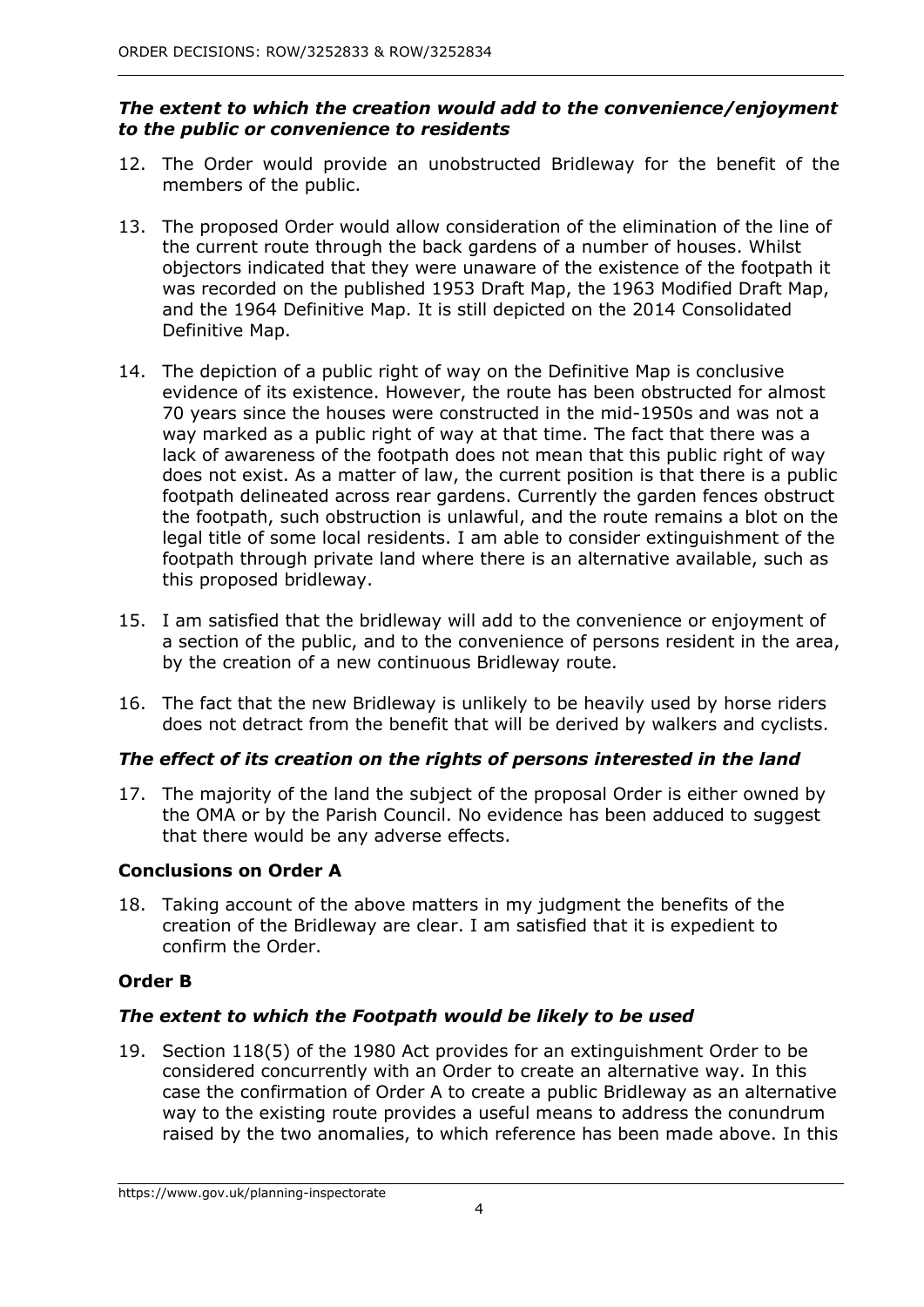### *The extent to which the creation would add to the convenience/enjoyment to the public or convenience to residents*

12. The Order would provide an unobstructed Bridleway for the benefit of the members of the public.

13. The proposed Order would allow consideration of the elimination of the line of the current route through the back gardens of a number of houses. Whilst objectors indicated that they were unaware of the existence of the footpath it was recorded on the published 1953 Draft Map, the 1963 Modified Draft Map, and the 1964 Definitive Map. It is still depicted on the 2014 Consolidated Definitive Map.

14. The depiction of a public right of way on the Definitive Map is conclusive evidence of its existence. However, the route has been obstructed for almost 70 years since the houses were constructed in the mid-1950s and was not a way marked as a public right of way at that time. The fact that there was a lack of awareness of the footpath does not mean that this public right of way does not exist. As a matter of law, the current position is that there is a public footpath delineated across rear gardens. Currently the garden fences obstruct the footpath, such obstruction is unlawful, and the route remains a blot on the legal title of some local residents. I am able to consider extinguishment of the footpath through private land where there is an alternative available, such as this proposed bridleway.

15. I am satisfied that the bridleway will add to the convenience or enjoyment of a section of the public, and to the convenience of persons resident in the area, by the creation of a new continuous Bridleway route.

16. The fact that the new Bridleway is unlikely to be heavily used by horse riders does not detract from the benefit that will be derived by walkers and cyclists.

### *The effect of its creation on the rights of persons interested in the land*

17. The majority of the land the subject of the proposal Order is either owned by the OMA or by the Parish Council. No evidence has been adduced to suggest that there would be any adverse effects.

### **Conclusions on Order A**

18. Taking account of the above matters in my judgment the benefits of the creation of the Bridleway are clear. I am satisfied that it is expedient to confirm the Order.

### **Order B**

### *The extent to which the Footpath would be likely to be used*

19. Section 118(5) of the 1980 Act provides for an extinguishment Order to be considered concurrently with an Order to create an alternative way. In this case the confirmation of Order A to create a public Bridleway as an alternative way to the existing route provides a useful means to address the conundrum raised by the two anomalies, to which reference has been made above. In this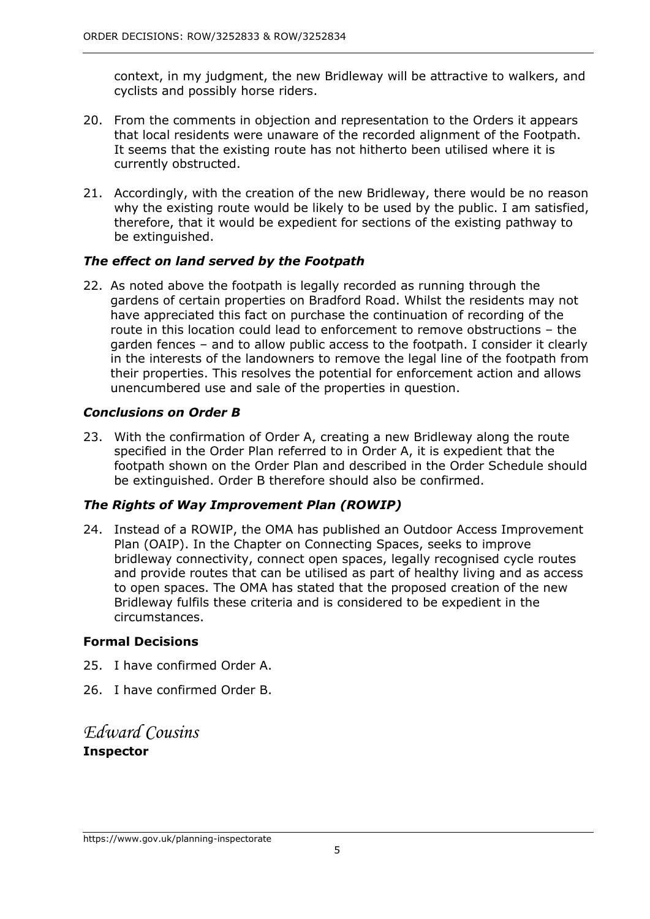context, in my judgment, the new Bridleway will be attractive to walkers, and cyclists and possibly horse riders.

20. From the comments in objection and representation to the Orders it appears that local residents were unaware of the recorded alignment of the Footpath. It seems that the existing route has not hitherto been utilised where it is currently obstructed.

21. Accordingly, with the creation of the new Bridleway, there would be no reason why the existing route would be likely to be used by the public. I am satisfied, therefore, that it would be expedient for sections of the existing pathway to be extinguished.

### *The effect on land served by the Footpath*

22. As noted above the footpath is legally recorded as running through the gardens of certain properties on Bradford Road. Whilst the residents may not have appreciated this fact on purchase the continuation of recording of the route in this location could lead to enforcement to remove obstructions – the garden fences – and to allow public access to the footpath. I consider it clearly in the interests of the landowners to remove the legal line of the footpath from their properties. This resolves the potential for enforcement action and allows unencumbered use and sale of the properties in question.

### *Conclusions on Order B*

23. With the confirmation of Order A, creating a new Bridleway along the route specified in the Order Plan referred to in Order A, it is expedient that the footpath shown on the Order Plan and described in the Order Schedule should be extinguished. Order B therefore should also be confirmed.

### *The Rights of Way Improvement Plan (ROWIP)*

24. Instead of a ROWIP, the OMA has published an Outdoor Access Improvement Plan (OAIP). In the Chapter on Connecting Spaces, seeks to improve bridleway connectivity, connect open spaces, legally recognised cycle routes and provide routes that can be utilised as part of healthy living and as access to open spaces. The OMA has stated that the proposed creation of the new Bridleway fulfils these criteria and is considered to be expedient in the circumstances.

## Formal Decisions

25. I have confirmed Order A.

26. I have confirmed Order B.

*Edward Cousins*

**Inspector**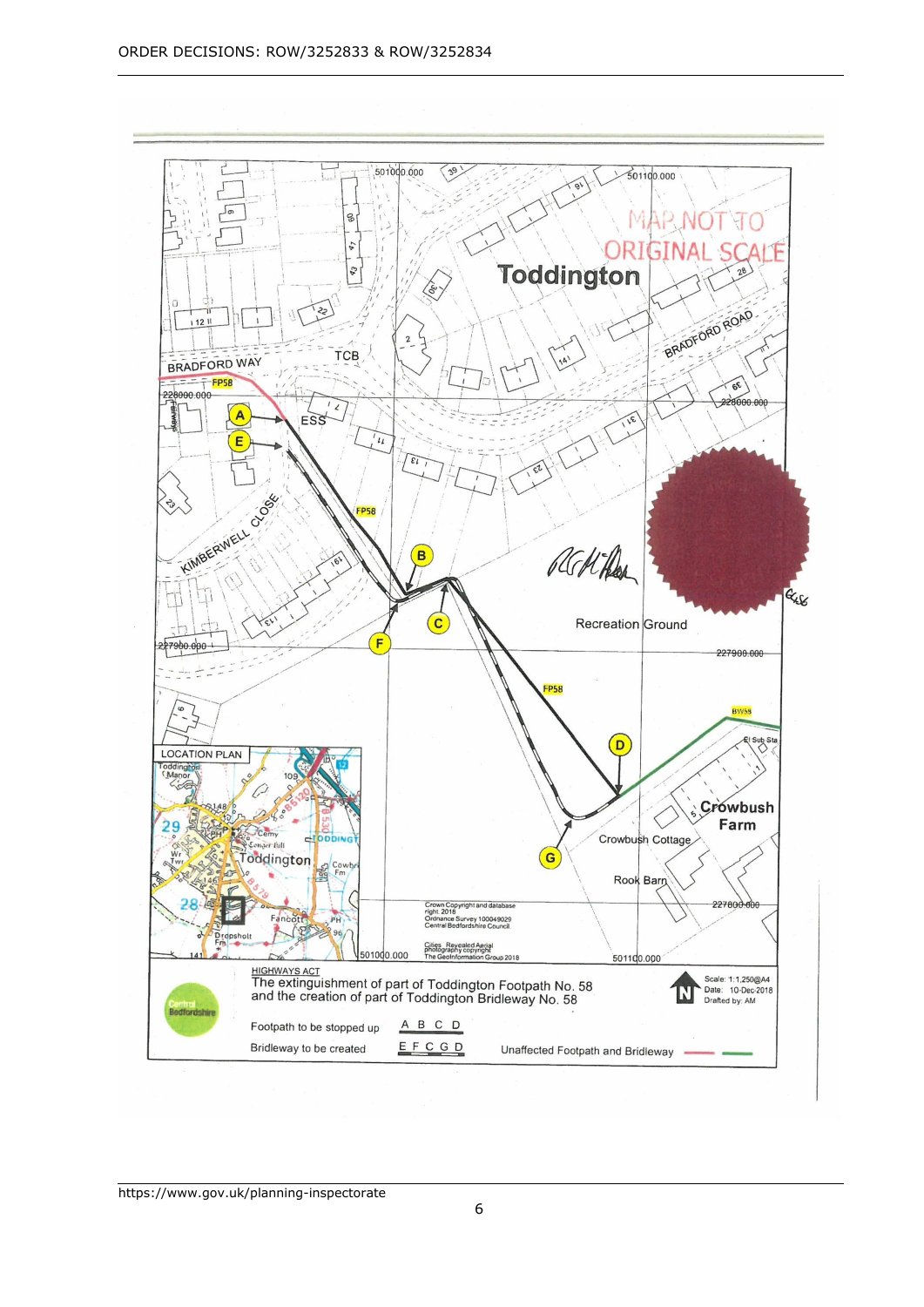MAP NOT TO ORIGINAL SCALE

Toddington

BRADFORD WAY

BRADFORD ROAD

KIMBERWELL CLOSE

Recreation Ground

Crowbush Farm

Crowbush Cottage

Rook Barn

LOCATION PLAN

HIGHWAYS ACT

The extinguishment of part of Toddington Footpath No. 58 and the creation of part of Toddington Bridleway No. 58

Footpath to be stopped up A B C D

Bridleway to be created E F C G D

Unaffected Footpath and Bridleway

Scale: 1:1,250@A4
Date: 10-Dec-2018
Drafted by: AM

Crown Copyright and database right. 2018
Ordnance Survey 100049029
Central Bedfordshire Council.

Cities Revealed Aerial photography copyright
The GeoInformation Group 2018